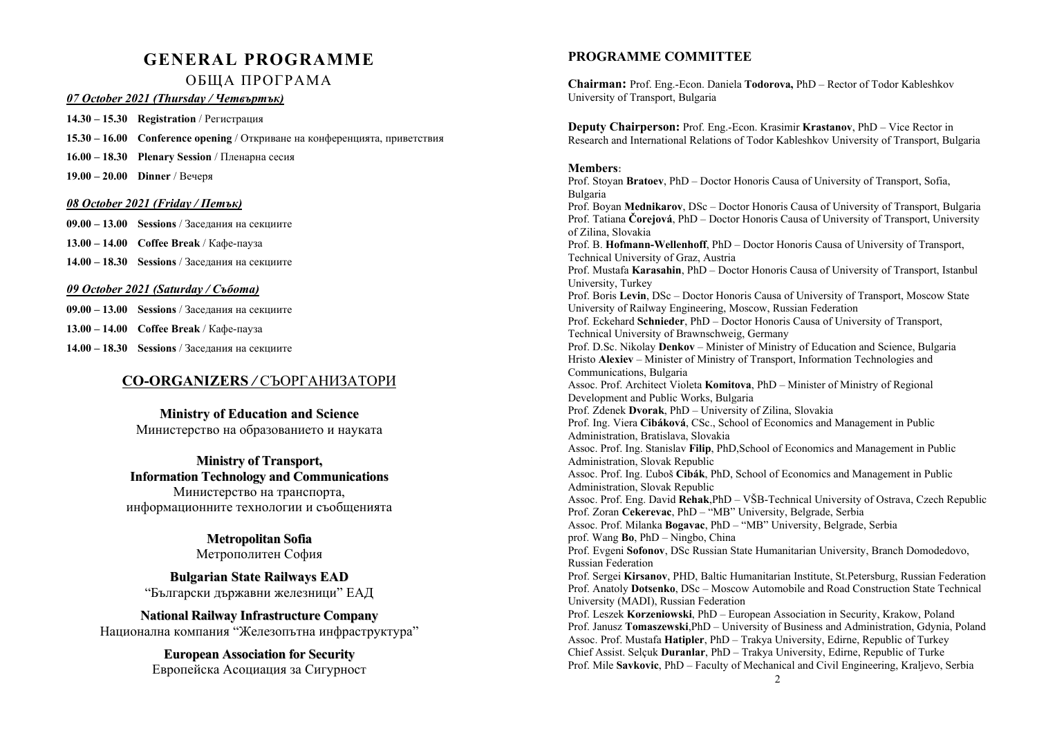# GENERAL PROGRAMME

## ОБЩА ПРОГРАМА

### *07 October 2021 (Thursday / Четвъртък)*

**14.30 – 15.30** **Registration** / Регистрация

**15.30 – 16.00** **Conference opening** / Откриване на конференцията, приветствия

**16.00 – 18.30** **Plenary Session** / Пленарна сесия

**19.00 – 20.00** **Dinner** / Вечеря

### *08 October 2021 (Friday / Петък)*

**09.00 – 13.00** **Sessions** / Заседания на секциите

**13.00 – 14.00** **Coffee Break** / Кафе-пауза

**14.00 – 18.30** **Sessions** / Заседания на секциите

### *09 October 2021 (Saturday / Събота)*

**09.00 – 13.00** **Sessions** / Заседания на секциите

**13.00 – 14.00** **Coffee Break** / Кафе-пауза

**14.00 – 18.30** **Sessions** / Заседания на секциите

## CO-ORGANIZERS / СЪОРГАНИЗАТОРИ

**Ministry of Education and Science**
Министерство на образованието и науката

**Ministry of Transport, Information Technology and Communications**
Министерство на транспорта, информационните технологии и съобщенията

**Metropolitan Sofia**
Метрополитен София

**Bulgarian State Railways EAD**
"Български държавни железници" ЕАД

**National Railway Infrastructure Company**
Национална компания "Железопътна инфраструктура"

**European Association for Security**
Европейска Асоциация за Сигурност

## PROGRAMME COMMITTEE

**Chairman:** Prof. Eng.-Econ. Daniela **Todorova,** PhD – Rector of Todor Kableshkov University of Transport, Bulgaria

**Deputy Chairperson:** Prof. Eng.-Econ. Krasimir **Krastanov**, PhD – Vice Rector in Research and International Relations of Todor Kableshkov University of Transport, Bulgaria

**Members:**

Prof. Stoyan **Bratoev**, PhD – Doctor Honoris Causa of University of Transport, Sofia, Bulgaria
Prof. Boyan **Mednikarov**, DSc – Doctor Honoris Causa of University of Transport, Bulgaria
Prof. Tatiana **Čorejová**, PhD – Doctor Honoris Causa of University of Transport, University of Zilina, Slovakia
Prof. B. **Hofmann-Wellenhoff**, PhD – Doctor Honoris Causa of University of Transport, Technical University of Graz, Austria
Prof. Mustafa **Karasahin**, PhD – Doctor Honoris Causa of University of Transport, Istanbul University, Turkey
Prof. Boris **Levin**, DSc – Doctor Honoris Causa of University of Transport, Moscow State University of Railway Engineering, Moscow, Russian Federation
Prof. Eckehard **Schnieder**, PhD – Doctor Honoris Causa of University of Transport, Technical University of Brawnschweig, Germany
Prof. D.Sc. Nikolay **Denkov** – Minister of Ministry of Education and Science, Bulgaria
Hristo **Alexiev** – Minister of Ministry of Transport, Information Technologies and Communications, Bulgaria
Assoc. Prof. Architect Violeta **Komitova**, PhD – Minister of Ministry of Regional Development and Public Works, Bulgaria
Prof. Zdenek **Dvorak**, PhD – University of Zilina, Slovakia
Prof. Ing. Viera **Cibáková**, CSc., School of Economics and Management in Public Administration, Bratislava, Slovakia
Assoc. Prof. Ing. Stanislav **Filip**, PhD,School of Economics and Management in Public Administration, Slovak Republic
Assoc. Prof. Ing. Ľuboš **Cibák**, PhD, School of Economics and Management in Public Administration, Slovak Republic
Assoc. Prof. Eng. David **Rehak**,PhD – VŠB-Technical University of Ostrava, Czech Republic
Prof. Zoran **Cekerevac**, PhD – "MB" University, Belgrade, Serbia
Assoc. Prof. Milanka **Bogavac**, PhD – "MB" University, Belgrade, Serbia
prof. Wang **Bo**, PhD – Ningbo, China
Prof. Evgeni **Sofonov**, DSc Russian State Humanitarian University, Branch Domodedovo, Russian Federation
Prof. Sergei **Kirsanov**, PHD, Baltic Humanitarian Institute, St.Petersburg, Russian Federation
Prof. Anatoly **Dotsenko**, DSc – Moscow Automobile and Road Construction State Technical University (MADI), Russian Federation
Prof. Leszek **Korzeniowski**, PhD – European Association in Security, Krakow, Poland
Prof. Janusz **Tomaszewski**,PhD – University of Business and Administration, Gdynia, Poland
Assoc. Prof. Mustafa **Hatipler**, PhD – Trakya University, Edirne, Republic of Turkey
Chief Assist. Selçuk **Duranlar**, PhD – Trakya University, Edirne, Republic of Turke
Prof. Mile **Savkovic**, PhD – Faculty of Mechanical and Civil Engineering, Kraljevo, Serbia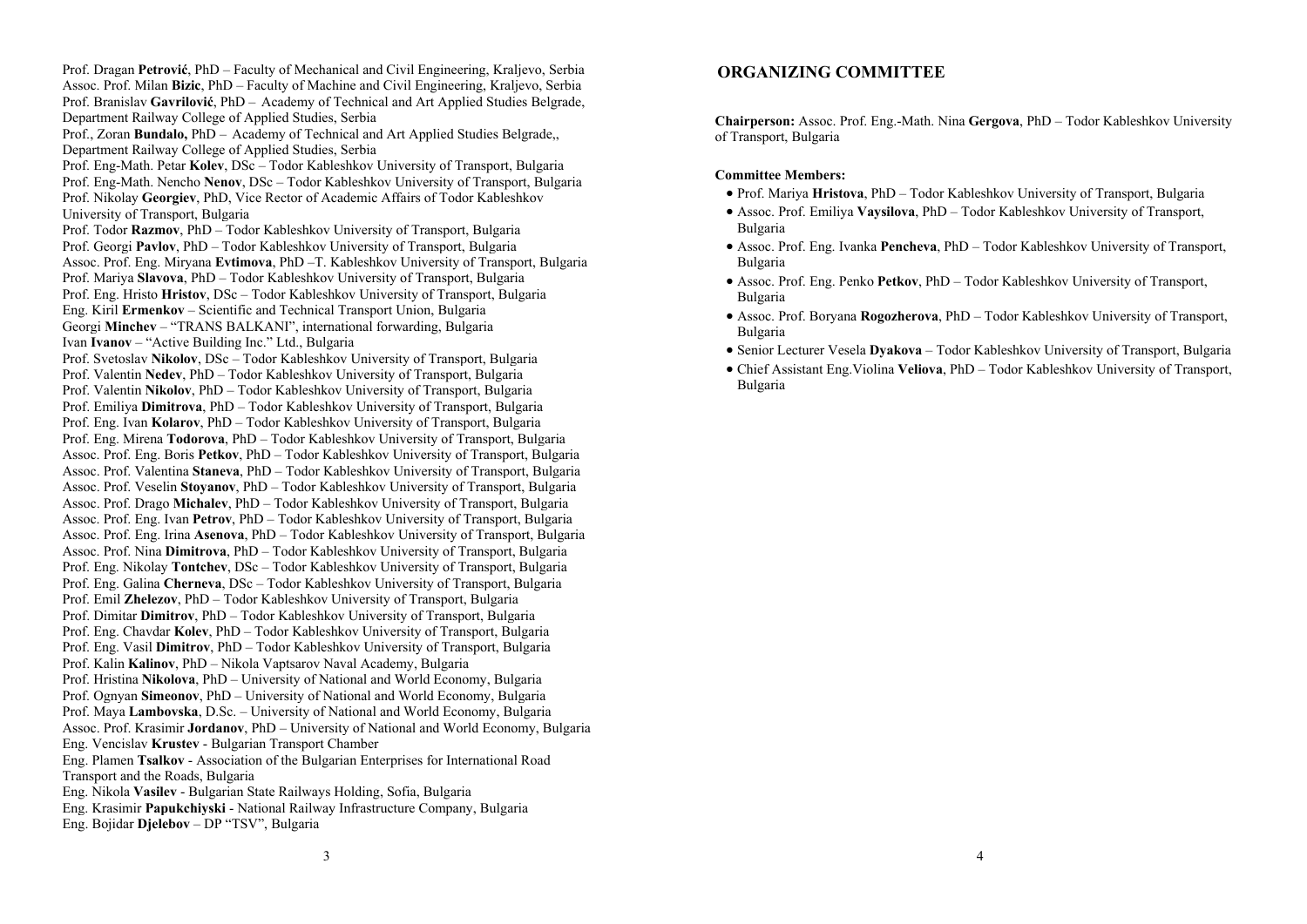Prof. Dragan **Petrović**, PhD – Faculty of Mechanical and Civil Engineering, Kraljevo, Serbia
Assoc. Prof. Milan **Bizic**, PhD – Faculty of Machine and Civil Engineering, Kraljevo, Serbia
Prof. Branislav **Gavrilović**, PhD – Academy of Technical and Art Applied Studies Belgrade, Department Railway College of Applied Studies, Serbia
Prof., Zoran **Bundalo,** PhD – Academy of Technical and Art Applied Studies Belgrade,, Department Railway College of Applied Studies, Serbia
Prof. Eng-Math. Petar **Kolev**, DSc – Todor Kableshkov University of Transport, Bulgaria
Prof. Eng-Math. Nencho **Nenov**, DSc – Todor Kableshkov University of Transport, Bulgaria
Prof. Nikolay **Georgiev**, PhD, Vice Rector of Academic Affairs of Todor Kableshkov University of Transport, Bulgaria
Prof. Todor **Razmov**, PhD – Todor Kableshkov University of Transport, Bulgaria
Prof. Georgi **Pavlov**, PhD – Todor Kableshkov University of Transport, Bulgaria
Assoc. Prof. Eng. Miryana **Evtimova**, PhD –T. Kableshkov University of Transport, Bulgaria
Prof. Mariya **Slavova**, PhD – Todor Kableshkov University of Transport, Bulgaria
Prof. Eng. Hristo **Hristov**, DSc – Todor Kableshkov University of Transport, Bulgaria
Eng. Kiril **Ermenkov** – Scientific and Technical Transport Union, Bulgaria
Georgi **Minchev** – "TRANS BALKANI", international forwarding, Bulgaria
Ivan **Ivanov** – "Active Building Inc." Ltd., Bulgaria
Prof. Svetoslav **Nikolov**, DSc – Todor Kableshkov University of Transport, Bulgaria
Prof. Valentin **Nedev**, PhD – Todor Kableshkov University of Transport, Bulgaria
Prof. Valentin **Nikolov**, PhD – Todor Kableshkov University of Transport, Bulgaria
Prof. Emiliya **Dimitrova**, PhD – Todor Kableshkov University of Transport, Bulgaria
Prof. Eng. Ivan **Kolarov**, PhD – Todor Kableshkov University of Transport, Bulgaria
Prof. Eng. Mirena **Todorova**, PhD – Todor Kableshkov University of Transport, Bulgaria
Assoc. Prof. Eng. Boris **Petkov**, PhD – Todor Kableshkov University of Transport, Bulgaria
Assoc. Prof. Valentina **Staneva**, PhD – Todor Kableshkov University of Transport, Bulgaria
Assoc. Prof. Veselin **Stoyanov**, PhD – Todor Kableshkov University of Transport, Bulgaria
Assoc. Prof. Drago **Michalev**, PhD – Todor Kableshkov University of Transport, Bulgaria
Assoc. Prof. Eng. Ivan **Petrov**, PhD – Todor Kableshkov University of Transport, Bulgaria
Assoc. Prof. Eng. Irina **Asenova**, PhD – Todor Kableshkov University of Transport, Bulgaria
Assoc. Prof. Nina **Dimitrova**, PhD – Todor Kableshkov University of Transport, Bulgaria
Prof. Eng. Nikolay **Tontchev**, DSc – Todor Kableshkov University of Transport, Bulgaria
Prof. Eng. Galina **Cherneva**, DSc – Todor Kableshkov University of Transport, Bulgaria
Prof. Emil **Zhelezov**, PhD – Todor Kableshkov University of Transport, Bulgaria
Prof. Dimitar **Dimitrov**, PhD – Todor Kableshkov University of Transport, Bulgaria
Prof. Eng. Chavdar **Kolev**, PhD – Todor Kableshkov University of Transport, Bulgaria
Prof. Eng. Vasil **Dimitrov**, PhD – Todor Kableshkov University of Transport, Bulgaria
Prof. Kalin **Kalinov**, PhD – Nikola Vaptsarov Naval Academy, Bulgaria
Prof. Hristina **Nikolova**, PhD – University of National and World Economy, Bulgaria
Prof. Ognyan **Simeonov**, PhD – University of National and World Economy, Bulgaria
Prof. Maya **Lambovska**, D.Sc. – University of National and World Economy, Bulgaria
Assoc. Prof. Krasimir **Jordanov**, PhD – University of National and World Economy, Bulgaria
Eng. Vencislav **Krustev** - Bulgarian Transport Chamber
Eng. Plamen **Tsalkov** - Association of the Bulgarian Enterprises for International Road Transport and the Roads, Bulgaria
Eng. Nikola **Vasilev** - Bulgarian State Railways Holding, Sofia, Bulgaria
Eng. Krasimir **Papukchiyski** - National Railway Infrastructure Company, Bulgaria
Eng. Bojidar **Djelebov** – DP "TSV", Bulgaria

## ORGANIZING COMMITTEE

**Chairperson:** Assoc. Prof. Eng.-Math. Nina **Gergova**, PhD – Todor Kableshkov University of Transport, Bulgaria

**Committee Members:**

- Prof. Mariya **Hristova**, PhD – Todor Kableshkov University of Transport, Bulgaria
- Assoc. Prof. Emiliya **Vaysilova**, PhD – Todor Kableshkov University of Transport, Bulgaria
- Assoc. Prof. Eng. Ivanka **Pencheva**, PhD – Todor Kableshkov University of Transport, Bulgaria
- Assoc. Prof. Eng. Penko **Petkov**, PhD – Todor Kableshkov University of Transport, Bulgaria
- Assoc. Prof. Boryana **Rogozherova**, PhD – Todor Kableshkov University of Transport, Bulgaria
- Senior Lecturer Vesela **Dyakova** – Todor Kableshkov University of Transport, Bulgaria
- Chief Assistant Eng.Violina **Veliova**, PhD – Todor Kableshkov University of Transport, Bulgaria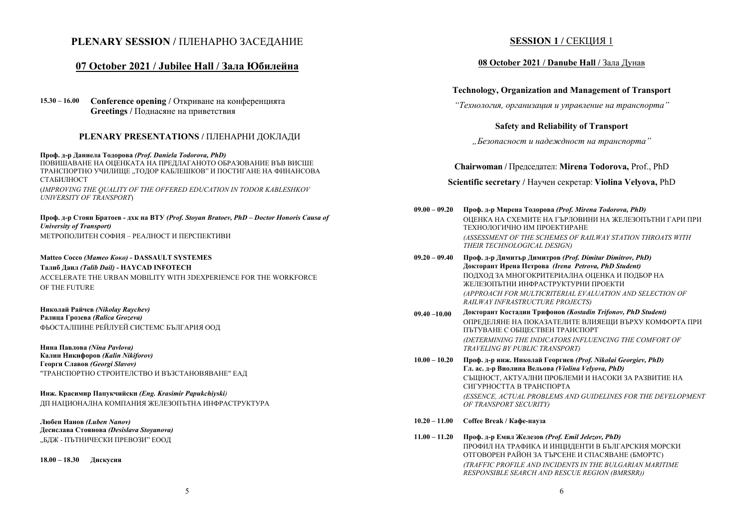# PLENARY SESSION / ПЛЕНАРНО ЗАСЕДАНИЕ

## 07 October 2021 / Jubilee Hall / Зала Юбилейна

**15.30 – 16.00** **Conference opening /** Откриване на конференцията
**Greetings /** Поднасяне на приветствия

### PLENARY PRESENTATIONS / ПЛЕНАРНИ ДОКЛАДИ

**Проф. д-р Даниела Тодорова** ***(Prof. Daniela Todorova, PhD)***
ПОВИШАВАНЕ НА ОЦЕНКАТА НА ПРЕДЛАГАНОТО ОБРАЗОВАНИЕ ВЪВ ВИСШЕ ТРАНСПОРТНО УЧИЛИЩЕ „ТОДОР КАБЛЕШКОВ" И ПОСТИГАНЕ НА ФИНАНСОВА СТАБИЛНОСТ
(*IMPROVING THE QUALITY OF THE OFFERED EDUCATION IN TODOR KABLESHKOV UNIVERSITY OF TRANSPORT*)

**Проф. д-р Стоян Братоев - дхк на ВТУ** ***(Prof. Stoyan Bratoev, PhD – Doctor Honoris Causa of University of Transport)***
МЕТРОПОЛИТЕН СОФИЯ – РЕАЛНОСТ И ПЕРСПЕКТИВИ

**Matteo Cocco** ***(Матео Коко)*** **- DASSAULT SYSTEMES**
**Талиб Даил** ***(Talib Dail)*** **- HAYCAD INFOTECH**
ACCELERATE THE URBAN MOBILITY WITH 3DEXPERIENCE FOR THE WORKFORCE OF THE FUTURE

**Николай Райчев** ***(Nikolay Raychev)***
**Ралица Грозева** ***(Ralica Grozeva)***
ФЬОСТАЛПИНЕ РЕЙЛУЕЙ СИСТЕМС БЪЛГАРИЯ ООД

**Нина Павлова** ***(Nina Pavlova)***
**Калин Никифоров** ***(Kalin Nikiforov)***
**Георги Славов** ***(Georgi Slavov)***
"ТРАНСПОРТНО СТРОИТЕЛСТВО И ВЪЗСТАНОВЯВАНЕ" ЕАД

**Инж. Красимир Папукчийски** ***(Eng. Krasimir Papukchiyski)***
ДП НАЦИОНАЛНА КОМПАНИЯ ЖЕЛЕЗОПЪТНА ИНФРАСТРУКТУРА

**Любен Нанов** ***(Luben Nanov)***
**Десислава Стоянова** ***(Desislava Stoyanova)***
„БДЖ - ПЪТНИЧЕСКИ ПРЕВОЗИ" ЕООД

**18.00 – 18.30** **Дискусия**

# SESSION 1 / СЕКЦИЯ 1

## 08 October 2021 / Danube Hall / Зала Дунав

**Technology, Organization and Management of Transport**

*"Технология, организация и управление на транспорта"*

**Safety and Reliability of Transport**

*„Безопасност и надеждност на транспорта"*

**Chairwoman /** Председател: **Mirena Todorova,** Prof., PhD

**Scientific secretary /** Научен секретар: **Violina Velyova,** PhD

**09.00 – 09.20** **Проф. д-р Мирена Тодорова** ***(Prof. Mirena Todorova, PhD)***
ОЦЕНКА НА СХЕМИТЕ НА ГЪРЛОВИНИ НА ЖЕЛЕЗОПЪТНИ ГАРИ ПРИ ТЕХНОЛОГИЧНО ИМ ПРОЕКТИРАНЕ
*(ASSESSMENT OF THE SCHEMES OF RAILWAY STATION THROATS WITH THEIR TECHNOLOGICAL DESIGN)*

**09.20 – 09.40** **Проф. д-р Димитър Димитров** ***(Prof. Dimitar Dimitrov, PhD)***
**Докторант Ирена Петрова** ***(Irena Petrova, PhD Student)***
ПОДХОД ЗА МНОГОКРИТЕРИАЛНА ОЦЕНКА И ПОДБОР НА ЖЕЛЕЗОПЪТНИ ИНФРАСТРУКТУРНИ ПРОЕКТИ
*(APPROACH FOR MULTICRITERIAL EVALUATION AND SELECTION OF RAILWAY INFRASTRUCTURE PROJECTS)*

**09.40 –10.00** **Докторант Костадин Трифонов** ***(Kostadin Trifonov, PhD Student)***
ОПРЕДЕЛЯНЕ НА ПОКАЗАТЕЛИТЕ ВЛИЯЕЩИ ВЪРХУ КОМФОРТА ПРИ ПЪТУВАНЕ С ОБЩЕСТВЕН ТРАНСПОРТ
*(DETERMINING THE INDICATORS INFLUENCING THE COMFORT OF TRAVELING BY PUBLIC TRANSPORT)*

**10.00 – 10.20** **Проф. д-р инж. Николай Георгиев** ***(Prof. Nikolai Georgiev, PhD)***
**Гл. ас. д-р Виолина Вельова** ***(Violina Velyova, PhD)***
СЪЩНОСТ, АКТУАЛНИ ПРОБЛЕМИ И НАСОКИ ЗА РАЗВИТИЕ НА СИГУРНОСТТА В ТРАНСПОРТА
*(ESSENCE, ACTUAL PROBLEMS AND GUIDELINES FOR THE DEVELOPMENT OF TRANSPORT SECURITY)*

**10.20 – 11.00** **Coffee Break / Кафе-пауза**

**11.00 – 11.20** **Проф. д-р Емил Железов** ***(Prof. Emil Jelezov, PhD)***
ПРОФИЛ НА ТРАФИКА И ИНЦИДЕНТИ В БЪЛГАРСКИЯ МОРСКИ ОТГОВОРЕН РАЙОН ЗА ТЪРСЕНЕ И СПАСЯВАНЕ (БМОРТС)
*(TRAFFIC PROFILE AND INCIDENTS IN THE BULGARIAN MARITIME RESPONSIBLE SEARCH AND RESCUE REGION (BMRSRR))*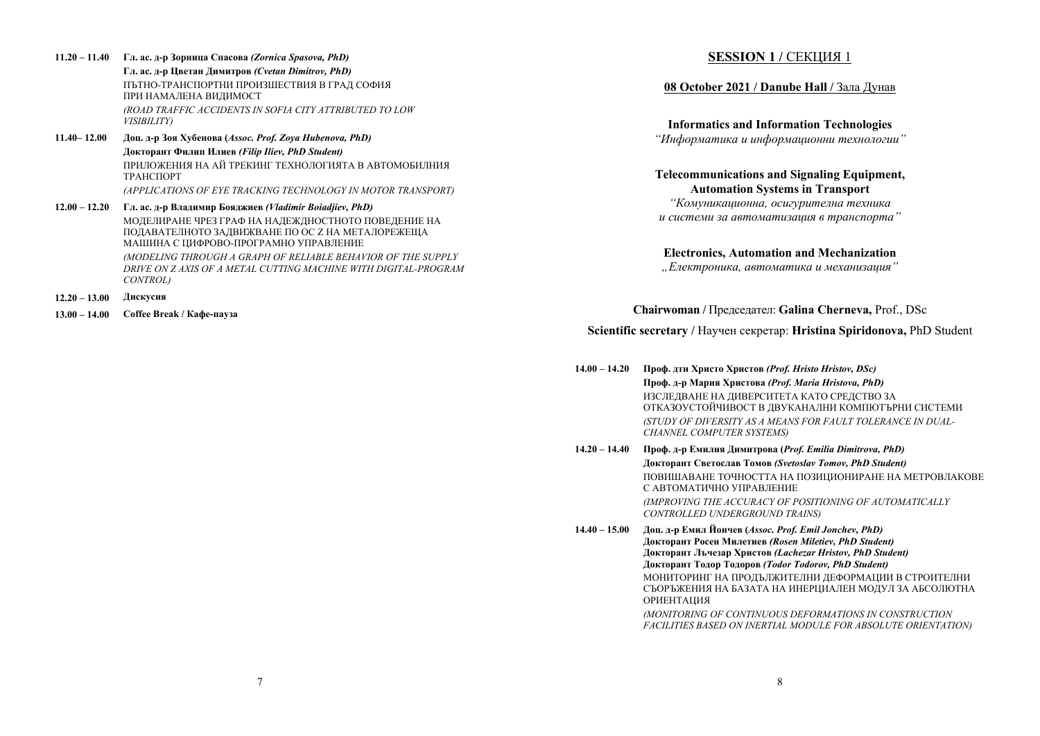**11.20 – 11.40** **Гл. ас. д-р Зорница Спасова** ***(Zornica Spasova, PhD)***
**Гл. ас. д-р Цветан Димитров** ***(Cvetan Dimitrov, PhD)***
ПЪТНО-ТРАНСПОРТНИ ПРОИЗШЕСТВИЯ В ГРАД СОФИЯ ПРИ НАМАЛЕНА ВИДИМОСТ
*(ROAD TRAFFIC ACCIDENTS IN SOFIA CITY ATTRIBUTED TO LOW VISIBILITY)*

**11.40– 12.00** **Доц. д-р Зоя Хубенова (*Assoc. Prof. Zoya Hubenova, PhD*)**
**Докторант Филип Илиев** ***(Filip Iliev, PhD Student)***
ПРИЛОЖЕНИЯ НА АЙ ТРЕКИНГ ТЕХНОЛОГИЯТА В АВТОМОБИЛНИЯ ТРАНСПОРТ
*(APPLICATIONS OF EYE TRACKING TECHNOLOGY IN MOTOR TRANSPORT)*

**12.00 – 12.20** **Гл. ас. д-р Владимир Бояджиев** ***(Vladimir Boiadjiev, PhD)***
МОДЕЛИРАНЕ ЧРЕЗ ГРАФ НА НАДЕЖДНОСТНОТО ПОВЕДЕНИЕ НА ПОДАВАТЕЛНОТО ЗАДВИЖВАНЕ ПО ОС Z НА МЕТАЛОРЕЖЕЩА МАШИНА С ЦИФРОВО-ПРОГРАМНО УПРАВЛЕНИЕ
*(MODELING THROUGH A GRAPH OF RELIABLE BEHAVIOR OF THE SUPPLY DRIVE ON Z AXIS OF A METAL CUTTING MACHINE WITH DIGITAL-PROGRAM CONTROL)*

**12.20 – 13.00** **Дискусия**

**13.00 – 14.00** **Coffee Break / Кафе-пауза**

## SESSION 1 / СЕКЦИЯ 1

**08 October 2021 / Danube Hall /** Зала Дунав

**Informatics and Information Technologies**
*"Информатика и информационни технологии"*

**Telecommunications and Signaling Equipment, Automation Systems in Transport**
*"Комуникационна, осигурителна техника и системи за автоматизация в транспорта"*

**Electronics, Automation and Mechanization**
*„Електроника, автоматика и механизация"*

**Chairwoman /** Председател: **Galina Cherneva,** Prof., DSc

**Scientific secretary /** Научен секретар: **Hristina Spiridonova,** PhD Student

**14.00 – 14.20** **Проф. дтн Христо Христов** ***(Prof. Hristo Hristov, DSc)***
**Проф. д-р Мария Христова** ***(Prof. Maria Hristova, PhD)***
ИЗСЛЕДВАНЕ НА ДИВЕРСИТЕТА КАТО СРЕДСТВО ЗА ОТКАЗОУСТОЙЧИВОСТ В ДВУКАНАЛНИ КОМПЮТЪРНИ СИСТЕМИ
*(STUDY OF DIVERSITY AS A MEANS FOR FAULT TOLERANCE IN DUAL-CHANNEL COMPUTER SYSTEMS)*

**14.20 – 14.40** **Проф. д-р Емилия Димитрова (*Prof. Emilia Dimitrova, PhD*)**
**Докторант Светослав Томов** ***(Svetoslav Tomov, PhD Student)***
ПОВИШАВАНЕ ТОЧНОСТТА НА ПОЗИЦИОНИРАНЕ НА МЕТРОВЛАКОВЕ С АВТОМАТИЧНО УПРАВЛЕНИЕ
*(IMPROVING THE ACCURACY OF POSITIONING OF AUTOMATICALLY CONTROLLED UNDERGROUND TRAINS)*

**14.40 – 15.00** **Доц. д-р Емил Йончев (*Assoc. Prof. Emil Jonchev, PhD*)**
**Докторант Росен Милетиев** ***(Rosen Miletiev, PhD Student)***
**Докторант Лъчезар Христов** ***(Lachezar Hristov, PhD Student)***
**Докторант Тодор Тодоров** ***(Todor Todorov, PhD Student)***
МОНИТОРИНГ НА ПРОДЪЛЖИТЕЛНИ ДЕФОРМАЦИИ В СТРОИТЕЛНИ СЪОРЪЖЕНИЯ НА БАЗАТА НА ИНЕРЦИАЛЕН МОДУЛ ЗА АБСОЛЮТНА ОРИЕНТАЦИЯ
*(MONITORING OF CONTINUOUS DEFORMATIONS IN CONSTRUCTION FACILITIES BASED ON INERTIAL MODULE FOR ABSOLUTE ORIENTATION)*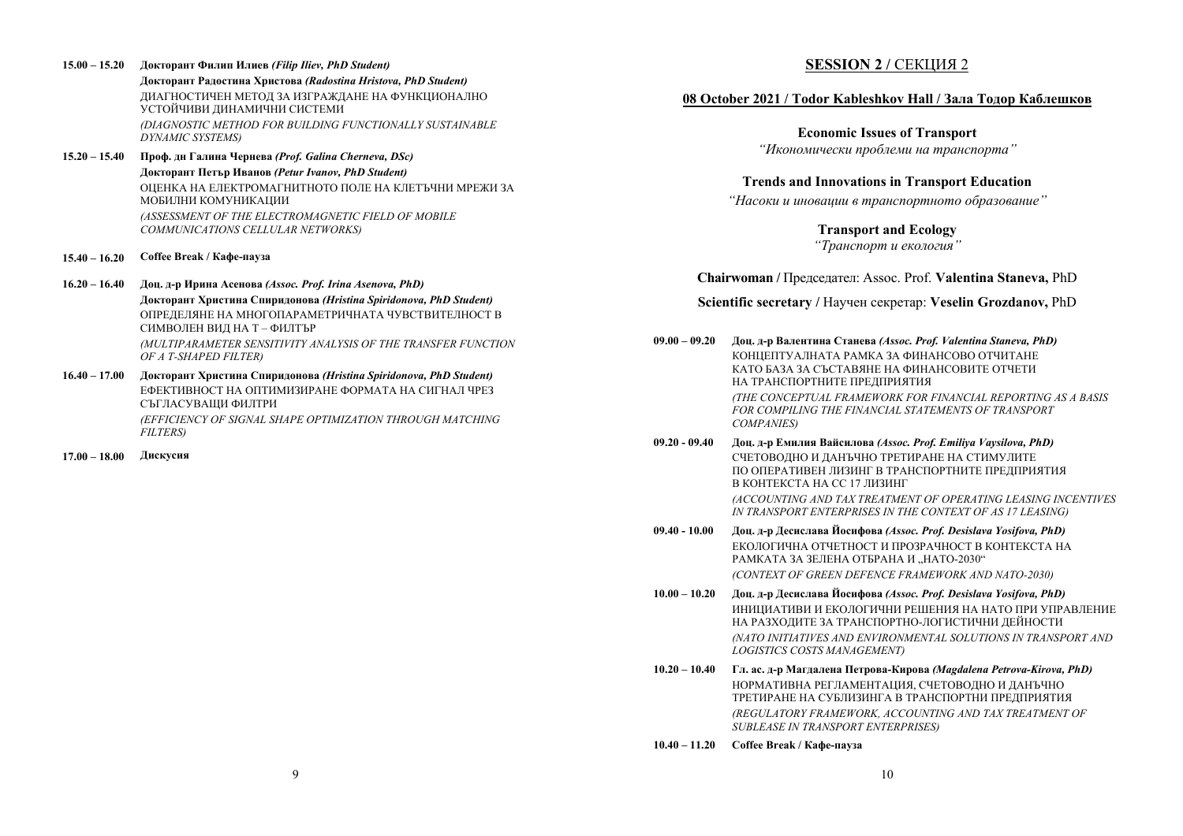**15.00 – 15.20** **Докторант Филип Илиев** ***(Filip Iliev, PhD Student)***

**Докторант Радостина Христова** ***(Radostina Hristova, PhD Student)***

ДИАГНОСТИЧЕН МЕТОД ЗА ИЗГРАЖДАНЕ НА ФУНКЦИОНАЛНО УСТОЙЧИВИ ДИНАМИЧНИ СИСТЕМИ

*(DIAGNOSTIC METHOD FOR BUILDING FUNCTIONALLY SUSTAINABLE DYNAMIC SYSTEMS)*

**15.20 – 15.40** **Проф. дн Галина Чернева** ***(Prof. Galina Cherneva, DSc)***

**Докторант Петър Иванов** ***(Petur Ivanov, PhD Student)***

ОЦЕНКА НА ЕЛЕКТРОМАГНИТНОТО ПОЛЕ НА КЛЕТЪЧНИ МРЕЖИ ЗА МОБИЛНИ КОМУНИКАЦИИ

*(ASSESSMENT OF THE ELECTROMAGNETIC FIELD OF MOBILE COMMUNICATIONS CELLULAR NETWORKS)*

**15.40 – 16.20** **Coffee Break / Кафе-пауза**

**16.20 – 16.40** **Доц. д-р Ирина Асенова** ***(Assoc. Prof. Irina Asenova, PhD)***

**Докторант Христина Спиридонова** ***(Hristina Spiridonova, PhD Student)***

ОПРЕДЕЛЯНЕ НА МНОГОПАРАМЕТРИЧНАТА ЧУВСТВИТЕЛНОСТ В СИМВОЛЕН ВИД НА Т – ФИЛТЪР

*(MULTIPARAMETER SENSITIVITY ANALYSIS OF THE TRANSFER FUNCTION OF A T-SHAPED FILTER)*

**16.40 – 17.00** **Докторант Христина Спиридонова** ***(Hristina Spiridonova, PhD Student)***

ЕФЕКТИВНОСТ НА ОПТИМИЗИРАНЕ ФОРМАТА НА СИГНАЛ ЧРЕЗ СЪГЛАСУВАЩИ ФИЛТРИ

*(EFFICIENCY OF SIGNAL SHAPE OPTIMIZATION THROUGH MATCHING FILTERS)*

**17.00 – 18.00** **Дискусия**

## SESSION 2 / СЕКЦИЯ 2

**08 October 2021 / Todor Kableshkov Hall / Зала Тодор Каблешков**

**Economic Issues of Transport**
*"Икономически проблеми на транспорта"*

**Trends and Innovations in Transport Education**
*"Насоки и иновации в транспортното образование"*

**Transport and Ecology**
*"Транспорт и екология"*

**Chairwoman /** Председател: Assoc. Prof. **Valentina Staneva,** PhD

**Scientific secretary /** Научен секретар: **Veselin Grozdanov,** PhD

**09.00 – 09.20** **Доц. д-р Валентина Станева** ***(Assoc. Prof. Valentina Staneva, PhD)***

КОНЦЕПТУАЛНАТА РАМКА ЗА ФИНАНСОВО ОТЧИТАНЕ КАТО БАЗА ЗА СЪСТАВЯНЕ НА ФИНАНСОВИТЕ ОТЧЕТИ НА ТРАНСПОРТНИТЕ ПРЕДПРИЯТИЯ

*(THE CONCEPTUAL FRAMEWORK FOR FINANCIAL REPORTING AS A BASIS FOR COMPILING THE FINANCIAL STATEMENTS OF TRANSPORT COMPANIES)*

**09.20 - 09.40** **Доц. д-р Емилия Вайсилова** ***(Assoc. Prof. Emiliya Vaysilova, PhD)***

СЧЕТОВОДНО И ДАНЪЧНО ТРЕТИРАНЕ НА СТИМУЛИТЕ ПО ОПЕРАТИВЕН ЛИЗИНГ В ТРАНСПОРТНИТЕ ПРЕДПРИЯТИЯ В КОНТЕКСТА НА СС 17 ЛИЗИНГ

*(ACCOUNTING AND TAX TREATMENT OF OPERATING LEASING INCENTIVES IN TRANSPORT ENTERPRISES IN THE CONTEXT OF AS 17 LEASING)*

**09.40 - 10.00** **Доц. д-р Десислава Йосифова** ***(Assoc. Prof. Desislava Yosifova, PhD)***

ЕКОЛОГИЧНА ОТЧЕТНОСТ И ПРОЗРАЧНОСТ В КОНТЕКСТА НА РАМКАТА ЗА ЗЕЛЕНА ОТБРАНА И „НАТО-2030"

*(CONTEXT OF GREEN DEFENCE FRAMEWORK AND NATO-2030)*

**10.00 – 10.20** **Доц. д-р Десислава Йосифова** ***(Assoc. Prof. Desislava Yosifova, PhD)***

ИНИЦИАТИВИ И ЕКОЛОГИЧНИ РЕШЕНИЯ НА НАТО ПРИ УПРАВЛЕНИЕ НА РАЗХОДИТЕ ЗА ТРАНСПОРТНО-ЛОГИСТИЧНИ ДЕЙНОСТИ

*(NATO INITIATIVES AND ENVIRONMENTAL SOLUTIONS IN TRANSPORT AND LOGISTICS COSTS MANAGEMENT)*

**10.20 – 10.40** **Гл. ас. д-р Магдалена Петрова-Кирова** ***(Magdalena Petrova-Kirova, PhD)***

НОРМАТИВНА РЕГЛАМЕНТАЦИЯ, СЧЕТОВОДНО И ДАНЪЧНО ТРЕТИРАНЕ НА СУБЛИЗИНГА В ТРАНСПОРТНИ ПРЕДПРИЯТИЯ

*(REGULATORY FRAMEWORK, ACCOUNTING AND TAX TREATMENT OF SUBLEASE IN TRANSPORT ENTERPRISES)*

**10.40 – 11.20** **Coffee Break / Кафе-пауза**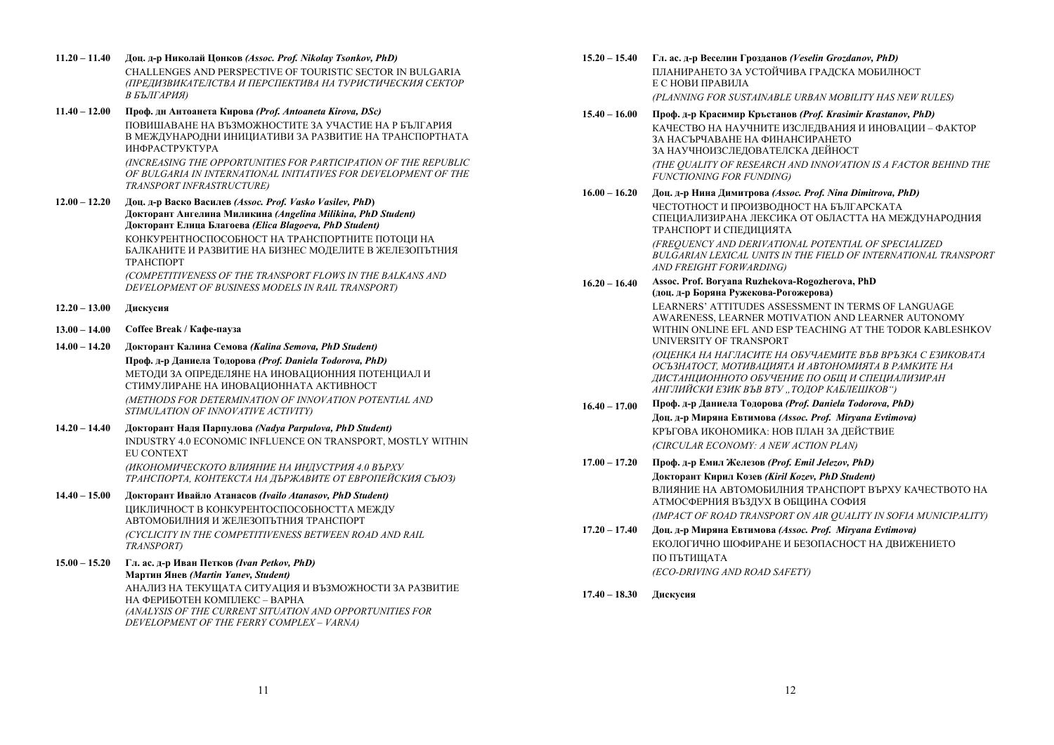**11.20 – 11.40** **Доц. д-р Николай Цонков** ***(Assoc. Prof. Nikolay Tsonkov, PhD)***

CHALLENGES AND PERSPECTIVE OF TOURISTIC SECTOR IN BULGARIA

*(ПРЕДИЗВИКАТЕЛСТВА И ПЕРСПЕКТИВА НА ТУРИСТИЧЕСКИЯ СЕКТОР В БЪЛГАРИЯ)*

**11.40 – 12.00** **Проф. дн Антоанета Кирова** ***(Prof. Antoaneta Kirova, DSc)***

ПОВИШАВАНЕ НА ВЪЗМОЖНОСТИТЕ ЗА УЧАСТИЕ НА Р БЪЛГАРИЯ В МЕЖДУНАРОДНИ ИНИЦИАТИВИ ЗА РАЗВИТИЕ НА ТРАНСПОРТНАТА ИНФРАСТРУКТУРА

*(INCREASING THE OPPORTUNITIES FOR PARTICIPATION OF THE REPUBLIC OF BULGARIA IN INTERNATIONAL INITIATIVES FOR DEVELOPMENT OF THE TRANSPORT INFRASTRUCTURE)*

**12.00 – 12.20** **Доц. д-р Васко Василев** ***(Assoc. Prof. Vasko Vasilev, PhD)***
**Докторант Ангелина Миликина** ***(Angelina Milikina, PhD Student)***
**Докторант Елица Благоева** ***(Elica Blagoeva, PhD Student)***

КОНКУРЕНТНОСПОСОБНОСТ НА ТРАНСПОРТНИТЕ ПОТОЦИ НА БАЛКАНИТЕ И РАЗВИТИЕ НА БИЗНЕС МОДЕЛИТЕ В ЖЕЛЕЗОПЪТНИЯ ТРАНСПОРТ

*(COMPETITIVENESS OF THE TRANSPORT FLOWS IN THE BALKANS AND DEVELOPMENT OF BUSINESS MODELS IN RAIL TRANSPORT)*

**12.20 – 13.00** **Дискусия**

**13.00 – 14.00** **Coffee Break / Кафе-пауза**

**14.00 – 14.20** **Докторант Калина Семова** ***(Kalina Semova, PhD Student)***
**Проф. д-р Даниела Тодорова** ***(Prof. Daniela Todorova, PhD)***

МЕТОДИ ЗА ОПРЕДЕЛЯНЕ НА ИНОВАЦИОННИЯ ПОТЕНЦИАЛ И СТИМУЛИРАНЕ НА ИНОВАЦИОННАТА АКТИВНОСТ

*(METHODS FOR DETERMINATION OF INNOVATION POTENTIAL AND STIMULATION OF INNOVATIVE ACTIVITY)*

**14.20 – 14.40** **Докторант Надя Парпулова** ***(Nadya Parpulova, PhD Student)***

INDUSTRY 4.0 ECONOMIC INFLUENCE ON TRANSPORT, MOSTLY WITHIN EU CONTEXT

*(ИКОНОМИЧЕСКОТО ВЛИЯНИЕ НА ИНДУСТРИЯ 4.0 ВЪРХУ ТРАНСПОРТА, КОНТЕКСТА НА ДЪРЖАВИТЕ ОТ ЕВРОПЕЙСКИЯ СЪЮЗ)*

**14.40 – 15.00** **Докторант Ивайло Атанасов** ***(Ivailo Atanasov, PhD Student)***

ЦИКЛИЧНОСТ В КОНКУРЕНТОСПОСОБНОСТТА МЕЖДУ АВТОМОБИЛНИЯ И ЖЕЛЕЗОПЪТНИЯ ТРАНСПОРТ

*(CYCLICITY IN THE COMPETITIVENESS BETWEEN ROAD AND RAIL TRANSPORT)*

**15.00 – 15.20** **Гл. ас. д-р Иван Петков** ***(Ivan Petkov, PhD)***
**Мартин Янев** ***(Martin Yanev, Student)***

АНАЛИЗ НА ТЕКУЩАТА СИТУАЦИЯ И ВЪЗМОЖНОСТИ ЗА РАЗВИТИЕ НА ФЕРИБОТЕН КОМПЛЕКС – ВАРНА

*(ANALYSIS OF THE CURRENT SITUATION AND OPPORTUNITIES FOR DEVELOPMENT OF THE FERRY COMPLEX – VARNA)*

**15.20 – 15.40** **Гл. ас. д-р Веселин Грозданов** ***(Veselin Grozdanov, PhD)***

ПЛАНИРАНЕТО ЗА УСТОЙЧИВА ГРАДСКА МОБИЛНОСТ Е С НОВИ ПРАВИЛА

*(PLANNING FOR SUSTAINABLE URBAN MOBILITY HAS NEW RULES)*

**15.40 – 16.00** **Проф. д-р Красимир Кръстанов** ***(Prof. Krasimir Krastanov, PhD)***

КАЧЕСТВО НА НАУЧНИТЕ ИЗСЛЕДВАНИЯ И ИНОВАЦИИ – ФАКТОР ЗА НАСЪРЧАВАНЕ НА ФИНАНСИРАНЕТО ЗА НАУЧНОИЗСЛЕДОВАТЕЛСКА ДЕЙНОСТ

*(THE QUALITY OF RESEARCH AND INNOVATION IS A FACTOR BEHIND THE FUNCTIONING FOR FUNDING)*

**16.00 – 16.20** **Доц. д-р Нина Димитрова** ***(Assoc. Prof. Nina Dimitrova, PhD)***

ЧЕСТОТНОСТ И ПРОИЗВОДНОСТ НА БЪЛГАРСКАТА СПЕЦИАЛИЗИРАНА ЛЕКСИКА ОТ ОБЛАСТТА НА МЕЖДУНАРОДНИЯ ТРАНСПОРТ И СПЕДИЦИЯТА

*(FREQUENCY AND DERIVATIONAL POTENTIAL OF SPECIALIZED BULGARIAN LEXICAL UNITS IN THE FIELD OF INTERNATIONAL TRANSPORT AND FREIGHT FORWARDING)*

**16.20 – 16.40** **Assoc. Prof. Boryana Ruzhekova-Rogozherova, PhD**
**(доц. д-р Боряна Ружекова-Рогожерова)**

LEARNERS' ATTITUDES ASSESSMENT IN TERMS OF LANGUAGE AWARENESS, LEARNER MOTIVATION AND LEARNER AUTONOMY WITHIN ONLINE EFL AND ESP TEACHING AT THE TODOR KABLESHKOV UNIVERSITY OF TRANSPORT

*(ОЦЕНКА НА НАГЛАСИТЕ НА ОБУЧАЕМИТЕ ВЪВ ВРЪЗКА С ЕЗИКОВАТА ОСЪЗНАТОСТ, МОТИВАЦИЯТА И АВТОНОМИЯТА В РАМКИТЕ НА ДИСТАНЦИОННОТО ОБУЧЕНИЕ ПО ОБЩ И СПЕЦИАЛИЗИРАН АНГЛИЙСКИ ЕЗИК ВЪВ ВТУ „ТОДОР КАБЛЕШКОВ")*

**16.40 – 17.00** **Проф. д-р Даниела Тодорова** ***(Prof. Daniela Todorova, PhD)***
**Доц. д-р Миряна Евтимова** ***(Assoc. Prof. Miryana Evtimova)***

КРЪГОВА ИКОНОМИКА: НОВ ПЛАН ЗА ДЕЙСТВИЕ

*(CIRCULAR ECONOMY: A NEW ACTION PLAN)*

**17.00 – 17.20** **Проф. д-р Емил Железов** ***(Prof. Emil Jelezov, PhD)***
**Докторант Кирил Козев** ***(Kiril Kozev, PhD Student)***

ВЛИЯНИЕ НА АВТОМОБИЛНИЯ ТРАНСПОРТ ВЪРХУ КАЧЕСТВОТО НА АТМОСФЕРНИЯ ВЪЗДУХ В ОБЩИНА СОФИЯ

*(IMPACT OF ROAD TRANSPORT ON AIR QUALITY IN SOFIA MUNICIPALITY)*

**17.20 – 17.40** **Доц. д-р Миряна Евтимова** ***(Assoc. Prof. Miryana Evtimova)***

ЕКОЛОГИЧНО ШОФИРАНЕ И БЕЗОПАСНОСТ НА ДВИЖЕНИЕТО ПО ПЪТИЩАТА

*(ECO-DRIVING AND ROAD SAFETY)*

**17.40 – 18.30** **Дискусия**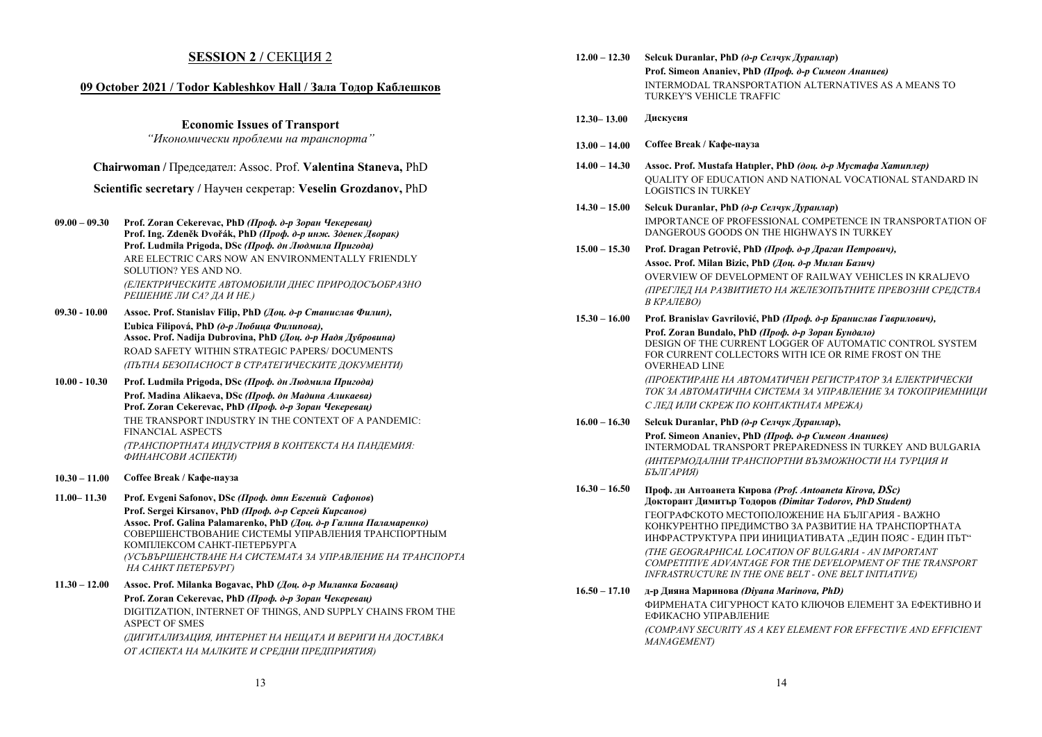## SESSION 2 / СЕКЦИЯ 2

### 09 October 2021 / Todor Kableshkov Hall / Зала Тодор Каблешков

**Economic Issues of Transport**

*"Икономически проблеми на транспорта"*

**Chairwoman** / Председател: Assoc. Prof. **Valentina Staneva,** PhD

**Scientific secretary** / Научен секретар: **Veselin Grozdanov,** PhD

**09.00 – 09.30** **Prof. Zoran Cekerevac, PhD** ***(Проф. д-р Зоран Чекеревац)***
**Prof. Ing. Zdeněk Dvořák, PhD** ***(Проф. д-р инж. Зденек Дворак)***
**Prof. Ludmila Prigoda, DSc** ***(Проф. дн Людмила Пригода)***
ARE ELECTRIC CARS NOW AN ENVIRONMENTALLY FRIENDLY SOLUTION? YES AND NO.
*(ЕЛЕКТРИЧЕСКИТЕ АВТОМОБИЛИ ДНЕС ПРИРОДОСЪОБРАЗНО РЕШЕНИЕ ЛИ СА? ДА И НЕ.)*

**09.30 - 10.00** **Assoc. Prof. Stanislav Filip, PhD** ***(Доц. д-р Станислав Филип),***
**Ľubica Filipová, PhD** ***(д-р Любица Филипова),***
**Assoc. Prof. Nadija Dubrovina, PhD** ***(Доц. д-р Надя Дубровина)***
ROAD SAFETY WITHIN STRATEGIC PAPERS/ DOCUMENTS
*(ПЪТНА БЕЗОПАСНОСТ В СТРАТЕГИЧЕСКИТЕ ДОКУМЕНТИ)*

**10.00 - 10.30** **Prof. Ludmila Prigoda, DSc** ***(Проф. дн Людмила Пригода)***
**Prof. Madina Alikaeva, DSc** ***(Проф. дн Мадина Аликаева)***
**Prof. Zoran Cekerevac, PhD** ***(Проф. д-р Зоран Чекеревац)***
THE TRANSPORT INDUSTRY IN THE CONTEXT OF A PANDEMIC: FINANCIAL ASPECTS
*(ТРАНСПОРТНАТА ИНДУСТРИЯ В КОНТЕКСТА НА ПАНДЕМИЯ: ФИНАНСОВИ АСПЕКТИ)*

**10.30 – 11.00** **Coffee Break / Кафе-пауза**

**11.00– 11.30** **Prof. Evgeni Safonov, DSc** ***(Проф. дтн Евгений Сафонов)***
**Prof. Sergei Kirsanov, PhD** ***(Проф. д-р Сергей Кирсанов)***
**Assoc. Prof. Galina Palamarenko, PhD** ***(Доц. д-р Галина Паламаренко)***
СОВЕРШЕНСТВОВАНИЕ СИСТЕМЫ УПРАВЛЕНИЯ ТРАНСПОРТНЫМ КОМПЛЕКСОМ САНКТ-ПЕТЕРБУРГА
*(УСЪВЪРШЕНСТВАНЕ НА СИСТЕМАТА ЗА УПРАВЛЕНИЕ НА ТРАНСПОРТА НА САНКТ ПЕТЕРБУРГ)*

**11.30 – 12.00** **Assoc. Prof. Milanka Bogavac, PhD** ***(Доц. д-р Миланка Богавац)***
**Prof. Zoran Cekerevac, PhD** ***(Проф. д-р Зоран Чекеревац)***
DIGITIZATION, INTERNET OF THINGS, AND SUPPLY CHAINS FROM THE ASPECT OF SMES
*(ДИГИТАЛИЗАЦИЯ, ИНТЕРНЕТ НА НЕЩАТА И ВЕРИГИ НА ДОСТАВКА ОТ АСПЕКТА НА МАЛКИТЕ И СРЕДНИ ПРЕДПРИЯТИЯ)*

**12.00 – 12.30** **Selcuk Duranlar, PhD** ***(д-р Селчук Дуранлар)***
**Prof. Simeon Ananiev, PhD** ***(Проф. д-р Симеон Ананиев)***
INTERMODAL TRANSPORTATION ALTERNATIVES AS A MEANS TO TURKEY'S VEHICLE TRAFFIC

**12.30– 13.00** **Дискусия**

**13.00 – 14.00** **Coffee Break / Кафе-пауза**

**14.00 – 14.30** **Assoc. Prof. Mustafa Hatıpler, PhD** ***(доц. д-р Мустафа Хатиплер)***
QUALITY OF EDUCATION AND NATIONAL VOCATIONAL STANDARD IN LOGISTICS IN TURKEY

**14.30 – 15.00** **Selcuk Duranlar, PhD** ***(д-р Селчук Дуранлар)***
IMPORTANCE OF PROFESSIONAL COMPETENCE IN TRANSPORTATION OF DANGEROUS GOODS ON THE HIGHWAYS IN TURKEY

**15.00 – 15.30** **Prof. Dragan Petrović, PhD** ***(Проф. д-р Драган Петрович),***
**Assoc. Prof. Milan Bizic, PhD** ***(Доц. д-р Милан Базич)***
OVERVIEW OF DEVELOPMENT OF RAILWAY VEHICLES IN KRALJEVO
*(ПРЕГЛЕД НА РАЗВИТИЕТО НА ЖЕЛЕЗОПЪТНИТЕ ПРЕВОЗНИ СРЕДСТВА В КРАЛЕВО)*

**15.30 – 16.00** **Prof. Branislav Gavrilović, PhD** ***(Проф. д-р Бранислав Гаврилович),***
**Prof. Zoran Bundalo, PhD** ***(Проф. д-р Зоран Бундало)***
DESIGN OF THE CURRENT LOGGER OF AUTOMATIC CONTROL SYSTEM FOR CURRENT COLLECTORS WITH ICE OR RIME FROST ON THE OVERHEAD LINE
*(ПРОЕКТИРАНЕ НА АВТОМАТИЧЕН РЕГИСТРАТОР ЗА ЕЛЕКТРИЧЕСКИ ТОК ЗА АВТОМАТИЧНА СИСТЕМА ЗА УПРАВЛЕНИЕ ЗА ТОКОПРИЕМНИЦИ С ЛЕД ИЛИ СКРЕЖ ПО КОНТАКТНАТА МРЕЖА)*

**16.00 – 16.30** **Selcuk Duranlar, PhD** ***(д-р Селчук Дуранлар),***
**Prof. Simeon Ananiev, PhD** ***(Проф. д-р Симеон Ананиев)***
INTERMODAL TRANSPORT PREPAREDNESS IN TURKEY AND BULGARIA
*(ИНТЕРМОДАЛНИ ТРАНСПОРТНИ ВЪЗМОЖНОСТИ НА ТУРЦИЯ И БЪЛГАРИЯ)*

**16.30 – 16.50** **Проф. дн Антоанета Кирова** ***(Prof. Antoaneta Kirova, DSc)***
**Докторант Димитър Тодоров** ***(Dimitar Todorov, PhD Student)***
ГЕОГРАФСКОТО МЕСТОПОЛОЖЕНИЕ НА БЪЛГАРИЯ - ВАЖНО КОНКУРЕНТНО ПРЕДИМСТВО ЗА РАЗВИТИЕ НА ТРАНСПОРТНАТА ИНФРАСТРУКТУРА ПРИ ИНИЦИАТИВАТА „ЕДИН ПОЯС - ЕДИН ПЪТ"
*(THE GEOGRAPHICAL LOCATION OF BULGARIA - AN IMPORTANT COMPETITIVE ADVANTAGE FOR THE DEVELOPMENT OF THE TRANSPORT INFRASTRUCTURE IN THE ONE BELT - ONE BELT INITIATIVE)*

**16.50 – 17.10** **д-р Дияна Маринова** ***(Diyana Marinova, PhD)***
ФИРМЕНАТА СИГУРНОСТ КАТО КЛЮЧОВ ЕЛЕМЕНТ ЗА ЕФЕКТИВНО И ЕФИКАСНО УПРАВЛЕНИЕ
*(COMPANY SECURITY AS A KEY ELEMENT FOR EFFECTIVE AND EFFICIENT MANAGEMENT)*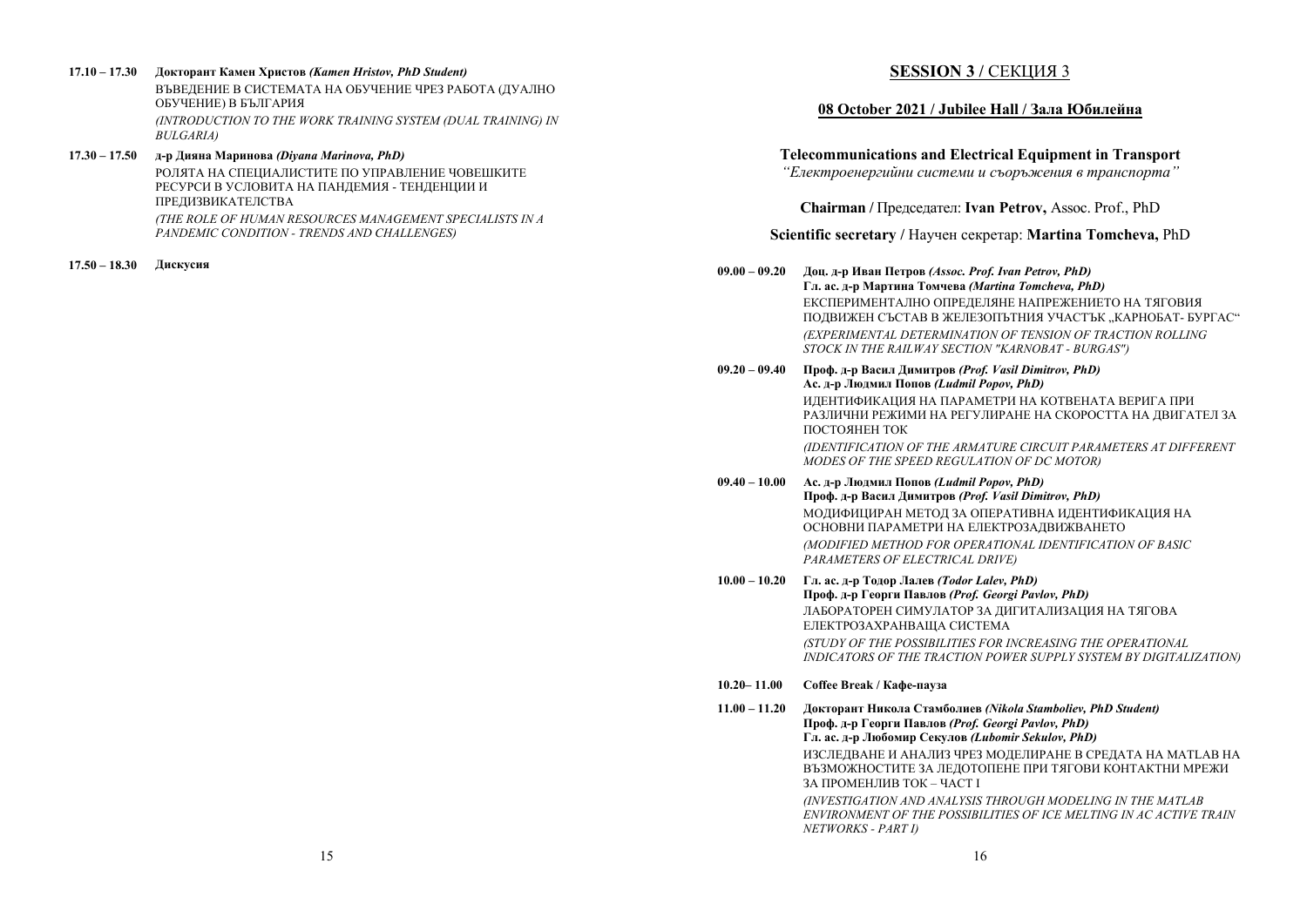**17.10 – 17.30** **Докторант Камен Христов** ***(Kamen Hristov, PhD Student)***

ВЪВЕДЕНИЕ В СИСТЕМАТА НА ОБУЧЕНИЕ ЧРЕЗ РАБОТА (ДУАЛНО ОБУЧЕНИЕ) В БЪЛГАРИЯ

*(INTRODUCTION TO THE WORK TRAINING SYSTEM (DUAL TRAINING) IN BULGARIA)*

**17.30 – 17.50** **д-р Дияна Маринова** ***(Diyana Marinova, PhD)***

РОЛЯТА НА СПЕЦИАЛИСТИТЕ ПО УПРАВЛЕНИЕ ЧОВЕШКИТЕ РЕСУРСИ В УСЛОВИТА НА ПАНДЕМИЯ - ТЕНДЕНЦИИ И ПРЕДИЗВИКАТЕЛСТВА

*(THE ROLE OF HUMAN RESOURCES MANAGEMENT SPECIALISTS IN A PANDEMIC CONDITION - TRENDS AND CHALLENGES)*

**17.50 – 18.30** **Дискусия**

## SESSION 3 / СЕКЦИЯ 3

### 08 October 2021 / Jubilee Hall / Зала Юбилейна

**Telecommunications and Electrical Equipment in Transport**

*"Електроенергийни системи и съоръжения в транспорта"*

**Chairman /** Председател: **Ivan Petrov,** Assoc. Prof., PhD

**Scientific secretary /** Научен секретар: **Martina Tomcheva,** PhD

**09.00 – 09.20** **Доц. д-р Иван Петров** ***(Assoc. Prof. Ivan Petrov, PhD)***
**Гл. ас. д-р Мартина Томчева** ***(Martina Tomcheva, PhD)***

ЕКСПЕРИМЕНТАЛНО ОПРЕДЕЛЯНЕ НАПРЕЖЕНИЕТО НА ТЯГОВИЯ ПОДВИЖЕН СЪСТАВ В ЖЕЛЕЗОПЪТНИЯ УЧАСТЪК „КАРНОБАТ- БУРГАС"

*(EXPERIMENTAL DETERMINATION OF TENSION OF TRACTION ROLLING STOCK IN THE RAILWAY SECTION "KARNOBAT - BURGAS")*

**09.20 – 09.40** **Проф. д-р Васил Димитров** ***(Prof. Vasil Dimitrov, PhD)***
**Ас. д-р Людмил Попов** ***(Ludmil Popov, PhD)***

ИДЕНТИФИКАЦИЯ НА ПАРАМЕТРИ НА КОТВЕНАТА ВЕРИГА ПРИ РАЗЛИЧНИ РЕЖИМИ НА РЕГУЛИРАНЕ НА СКОРОСТТА НА ДВИГАТЕЛ ЗА ПОСТОЯНЕН ТОК

*(IDENTIFICATION OF THE ARMATURE CIRCUIT PARAMETERS AT DIFFERENT MODES OF THE SPEED REGULATION OF DC MOTOR)*

**09.40 – 10.00** **Ас. д-р Людмил Попов** ***(Ludmil Popov, PhD)***
**Проф. д-р Васил Димитров** ***(Prof. Vasil Dimitrov, PhD)***

МОДИФИЦИРАН МЕТОД ЗА ОПЕРАТИВНА ИДЕНТИФИКАЦИЯ НА ОСНОВНИ ПАРАМЕТРИ НА ЕЛЕКТРОЗАДВИЖВАНЕТО

*(MODIFIED METHOD FOR OPERATIONAL IDENTIFICATION OF BASIC PARAMETERS OF ELECTRICAL DRIVE)*

**10.00 – 10.20** **Гл. ас. д-р Тодор Лалев** ***(Todor Lalev, PhD)***
**Проф. д-р Георги Павлов** ***(Prof. Georgi Pavlov, PhD)***

ЛАБОРАТОРЕН СИМУЛАТОР ЗА ДИГИТАЛИЗАЦИЯ НА ТЯГОВА ЕЛЕКТРОЗАХРАНВАЩА СИСТЕМА

*(STUDY OF THE POSSIBILITIES FOR INCREASING THE OPERATIONAL INDICATORS OF THE TRACTION POWER SUPPLY SYSTEM BY DIGITALIZATION)*

**10.20– 11.00** **Coffee Break / Кафе-пауза**

**11.00 – 11.20** **Докторант Никола Стамболиев** ***(Nikola Stamboliev, PhD Student)***
**Проф. д-р Георги Павлов** ***(Prof. Georgi Pavlov, PhD)***
**Гл. ас. д-р Любомир Секулов** ***(Lubomir Sekulov, PhD)***

ИЗСЛЕДВАНЕ И АНАЛИЗ ЧРЕЗ МОДЕЛИРАНЕ В СРЕДАТА НА MATLAB НА ВЪЗМОЖНОСТИТЕ ЗА ЛЕДОТОПЕНЕ ПРИ ТЯГОВИ КОНТАКТНИ МРЕЖИ ЗА ПРОМЕНЛИВ ТОК – ЧАСТ I

*(INVESTIGATION AND ANALYSIS THROUGH MODELING IN THE MATLAB ENVIRONMENT OF THE POSSIBILITIES OF ICE MELTING IN AC ACTIVE TRAIN NETWORKS - PART I)*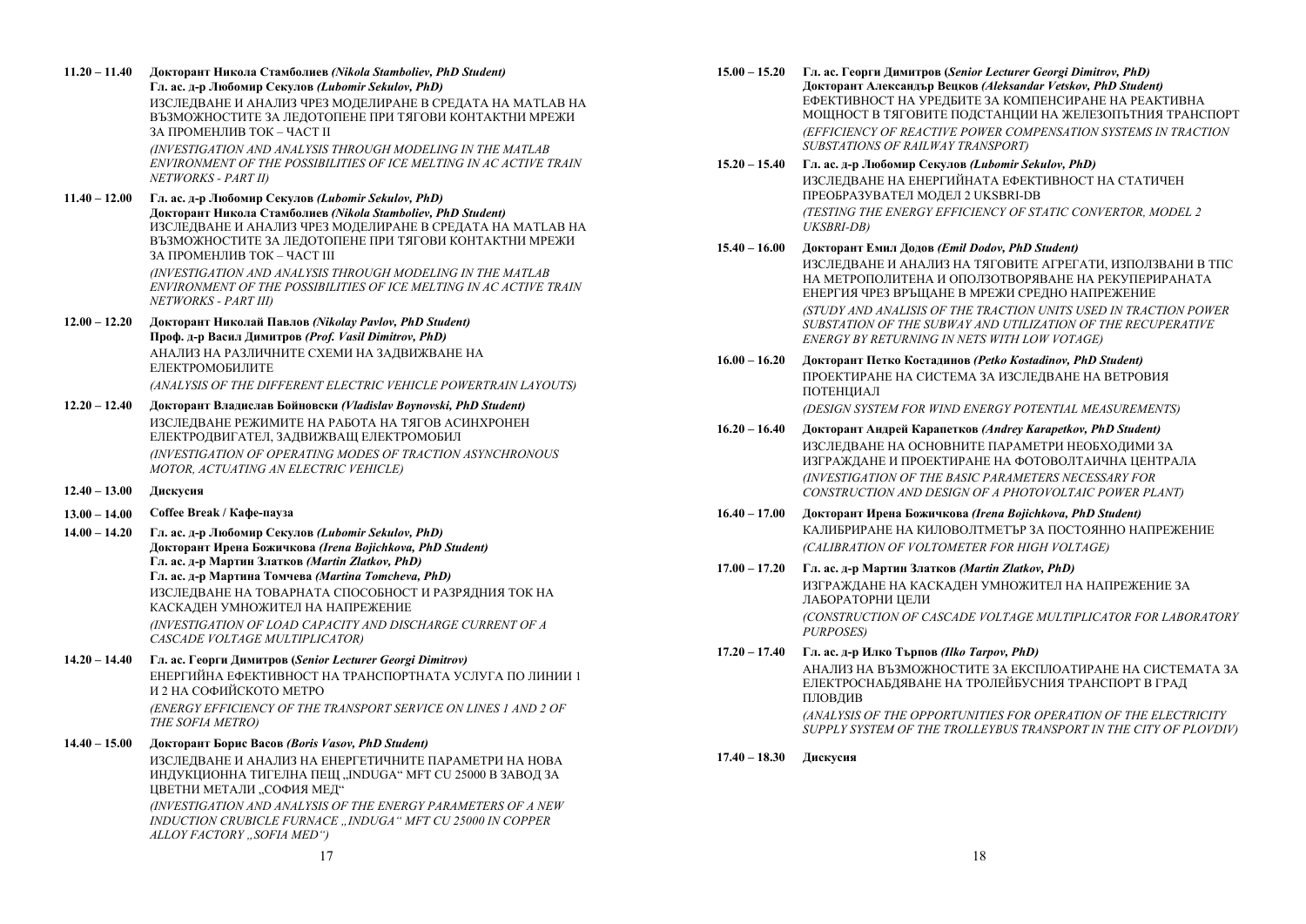**11.20 – 11.40** **Докторант Никола Стамболиев *(Nikola Stamboliev, PhD Student)***
**Гл. ас. д-р Любомир Секулов *(Lubomir Sekulov, PhD)***
ИЗСЛЕДВАНЕ И АНАЛИЗ ЧРЕЗ МОДЕЛИРАНЕ В СРЕДАТА НА MATLAB НА ВЪЗМОЖНОСТИТЕ ЗА ЛЕДОТОПЕНЕ ПРИ ТЯГОВИ КОНТАКТНИ МРЕЖИ ЗА ПРОМЕНЛИВ ТОК – ЧАСТ II
*(INVESTIGATION AND ANALYSIS THROUGH MODELING IN THE MATLAB ENVIRONMENT OF THE POSSIBILITIES OF ICE MELTING IN AC ACTIVE TRAIN NETWORKS - PART II)*

**11.40 – 12.00** **Гл. ас. д-р Любомир Секулов *(Lubomir Sekulov, PhD)***
**Докторант Никола Стамболиев *(Nikola Stamboliev, PhD Student)***
ИЗСЛЕДВАНЕ И АНАЛИЗ ЧРЕЗ МОДЕЛИРАНЕ В СРЕДАТА НА MATLAB НА ВЪЗМОЖНОСТИТЕ ЗА ЛЕДОТОПЕНЕ ПРИ ТЯГОВИ КОНТАКТНИ МРЕЖИ ЗА ПРОМЕНЛИВ ТОК – ЧАСТ III
*(INVESTIGATION AND ANALYSIS THROUGH MODELING IN THE MATLAB ENVIRONMENT OF THE POSSIBILITIES OF ICE MELTING IN AC ACTIVE TRAIN NETWORKS - PART III)*

**12.00 – 12.20** **Докторант Николай Павлов *(Nikolay Pavlov, PhD Student)***
**Проф. д-р Васил Димитров *(Prof. Vasil Dimitrov, PhD)***
АНАЛИЗ НА РАЗЛИЧНИТЕ СХЕМИ НА ЗАДВИЖВАНЕ НА ЕЛЕКТРОМОБИЛИТЕ
*(ANALYSIS OF THE DIFFERENT ELECTRIC VEHICLE POWERTRAIN LAYOUTS)*

**12.20 – 12.40** **Докторант Владислав Бойновски *(Vladislav Boynovski, PhD Student)***
ИЗСЛЕДВАНЕ РЕЖИМИТЕ НА РАБОТА НА ТЯГОВ АСИНХРОНЕН ЕЛЕКТРОДВИГАТЕЛ, ЗАДВИЖВАЩ ЕЛЕКТРОМОБИЛ
*(INVESTIGATION OF OPERATING MODES OF TRACTION ASYNCHRONOUS MOTOR, ACTUATING AN ELECTRIC VEHICLE)*

**12.40 – 13.00** **Дискусия**

**13.00 – 14.00** **Coffee Break / Кафе-пауза**

**14.00 – 14.20** **Гл. ас. д-р Любомир Секулов *(Lubomir Sekulov, PhD)***
**Докторант Ирена Божичкова *(Irena Bojichkova, PhD Student)***
**Гл. ас. д-р Мартин Златков *(Martin Zlatkov, PhD)***
**Гл. ас. д-р Мартина Томчева *(Martina Tomcheva, PhD)***
ИЗСЛЕДВАНЕ НА ТОВАРНАТА СПОСОБНОСТ И РАЗРЯДНИЯ ТОК НА КАСКАДЕН УМНОЖИТЕЛ НА НАПРЕЖЕНИЕ
*(INVESTIGATION OF LOAD CAPACITY AND DISCHARGE CURRENT OF A CASCADE VOLTAGE MULTIPLICATOR)*

**14.20 – 14.40** **Гл. ас. Георги Димитров (*Senior Lecturer Georgi Dimitrov*)**
ЕНЕРГИЙНА ЕФЕКТИВНОСТ НА ТРАНСПОРТНАТА УСЛУГА ПО ЛИНИИ 1 И 2 НА СОФИЙСКОТО МЕТРО
*(ENERGY EFFICIENCY OF THE TRANSPORT SERVICE ON LINES 1 AND 2 OF THE SOFIA METRO)*

**14.40 – 15.00** **Докторант Борис Васов *(Boris Vasov, PhD Student)***
ИЗСЛЕДВАНЕ И АНАЛИЗ НА ЕНЕРГЕТИЧНИТЕ ПАРАМЕТРИ НА НОВА ИНДУКЦИОННА ТИГЕЛНА ПЕЩ „INDUGA“ MFT CU 25000 В ЗАВОД ЗА ЦВЕТНИ МЕТАЛИ „СОФИЯ МЕД“
*(INVESTIGATION AND ANALYSIS OF THE ENERGY PARAMETERS OF A NEW INDUCTION CRUBICLE FURNACE „INDUGA“ MFT CU 25000 IN COPPER ALLOY FACTORY „SOFIA MED“)*

**15.00 – 15.20** **Гл. ас. Георги Димитров (*Senior Lecturer Georgi Dimitrov, PhD*)**
**Докторант Александър Вецков *(Aleksandar Vetskov, PhD Student)***
ЕФЕКТИВНОСТ НА УРЕДБИТЕ ЗА КОМПЕНСИРАНЕ НА РЕАКТИВНА МОЩНОСТ В ТЯГОВИТЕ ПОДСТАНЦИИ НА ЖЕЛЕЗОПЪТНИЯ ТРАНСПОРТ
*(EFFICIENCY OF REACTIVE POWER COMPENSATION SYSTEMS IN TRACTION SUBSTATIONS OF RAILWAY TRANSPORT)*

**15.20 – 15.40** **Гл. ас. д-р Любомир Секулов *(Lubomir Sekulov, PhD)***
ИЗСЛЕДВАНЕ НА ЕНЕРГИЙНАТА ЕФЕКТИВНОСТ НА СТАТИЧЕН ПРЕОБРАЗУВАТЕЛ МОДЕЛ 2 UKSBRI-DB
*(TESTING THE ENERGY EFFICIENCY OF STATIC CONVERTOR, MODEL 2 UKSBRI-DB)*

**15.40 – 16.00** **Докторант Емил Додов *(Emil Dodov, PhD Student)***
ИЗСЛЕДВАНЕ И АНАЛИЗ НА ТЯГОВИТЕ АГРЕГАТИ, ИЗПОЛЗВАНИ В ТПС НА МЕТРОПОЛИТЕНА И ОПОЛЗОТВОРЯВАНЕ НА РЕКУПЕРИРАНАТА ЕНЕРГИЯ ЧРЕЗ ВРЪЩАНЕ В МРЕЖИ СРЕДНО НАПРЕЖЕНИЕ
*(STUDY AND ANALISIS OF THE TRACTION UNITS USED IN TRACTION POWER SUBSTATION OF THE SUBWAY AND UTILIZATION OF THE RECUPERATIVE ENERGY BY RETURNING IN NETS WITH LOW VOTAGE)*

**16.00 – 16.20** **Докторант Петко Костадинов *(Petko Kostadinov, PhD Student)***
ПРОЕКТИРАНЕ НА СИСТЕМА ЗА ИЗСЛЕДВАНЕ НА ВЕТРОВИЯ ПОТЕНЦИАЛ
*(DESIGN SYSTEM FOR WIND ENERGY POTENTIAL MEASUREMENTS)*

**16.20 – 16.40** **Докторант Андрей Карапетков *(Andrey Karapetkov, PhD Student)***
ИЗСЛЕДВАНЕ НА ОСНОВНИТЕ ПАРАМЕТРИ НЕОБХОДИМИ ЗА ИЗГРАЖДАНЕ И ПРОЕКТИРАНЕ НА ФОТОВОЛТАИЧНА ЦЕНТРАЛА
*(INVESTIGATION OF THE BASIC PARAMETERS NECESSARY FOR CONSTRUCTION AND DESIGN OF A PHOTOVOLTAIC POWER PLANT)*

**16.40 – 17.00** **Докторант Ирена Божичкова *(Irena Bojichkova, PhD Student)***
КАЛИБРИРАНЕ НА КИЛОВОЛТМЕТЪР ЗА ПОСТОЯННО НАПРЕЖЕНИЕ
*(CALIBRATION OF VOLTOMETER FOR HIGH VOLTAGE)*

**17.00 – 17.20** **Гл. ас. д-р Мартин Златков *(Martin Zlatkov, PhD)***
ИЗГРАЖДАНЕ НА КАСКАДЕН УМНОЖИТЕЛ НА НАПРЕЖЕНИЕ ЗА ЛАБОРАТОРНИ ЦЕЛИ
*(CONSTRUCTION OF CASCADE VOLTAGE MULTIPLICATOR FOR LABORATORY PURPOSES)*

**17.20 – 17.40** **Гл. ас. д-р Илко Търпов *(Ilko Tarpov, PhD)***
АНАЛИЗ НА ВЪЗМОЖНОСТИТЕ ЗА ЕКСПЛОАТИРАНЕ НА СИСТЕМАТА ЗА ЕЛЕКТРОСНАБДЯВАНЕ НА ТРОЛЕЙБУСНИЯ ТРАНСПОРТ В ГРАД ПЛОВДИВ
*(ANALYSIS OF THE OPPORTUNITIES FOR OPERATION OF THE ELECTRICITY SUPPLY SYSTEM OF THE TROLLEYBUS TRANSPORT IN THE CITY OF PLOVDIV)*

**17.40 – 18.30** **Дискусия**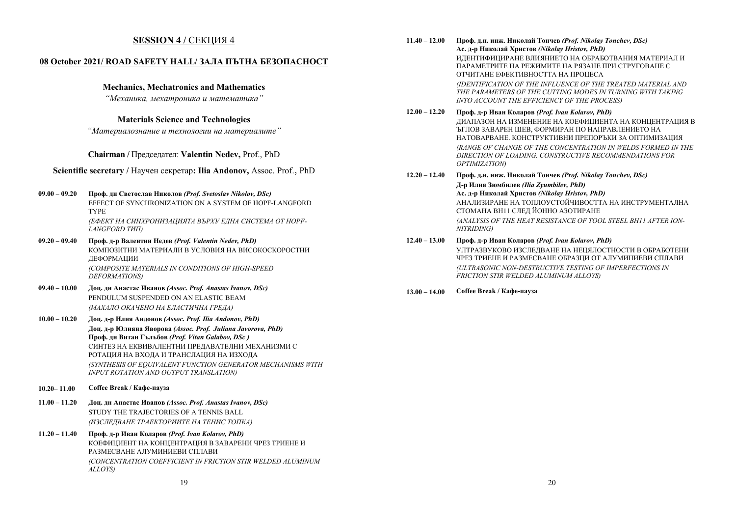## SESSION 4 / СЕКЦИЯ 4

### 08 October 2021/ ROAD SAFETY HALL/ ЗАЛА ПЪТНА БЕЗОПАСНОСТ

**Mechanics, Mechatronics and Mathematics**

*"Механика, мехатроника и математика"*

**Materials Science and Technologies**

*"Материалознание и технологии на материалите"*

**Chairman /** Председател: **Valentin Nedev,** Prof., PhD

**Scientific secretary /** Научен секретар**: Ilia Andonov,** Assoc. Prof., PhD

**09.00 – 09.20** **Проф. дн Светослав Николов** ***(Prof. Svetoslav Nikolov, DSc)***
EFFECT OF SYNCHRONIZATION ON A SYSTEM OF HOPF-LANGFORD TYPE
*(ЕФЕКТ НА СИНХРОНИЗАЦИЯТА ВЪРХУ ЕДНА СИСТЕМА ОТ HOPF-LANGFORD ТИП)*

**09.20 – 09.40** **Проф. д-р Валентин Недев** ***(Prof. Valentin Nedev, PhD)***
КОМПОЗИТНИ МАТЕРИАЛИ В УСЛОВИЯ НА ВИСОКОСКОРОСТНИ ДЕФОРМАЦИИ
*(COMPOSITE MATERIALS IN CONDITIONS OF HIGH-SPEED DEFORMATIONS)*

**09.40 – 10.00** **Доц. дн Анастас Иванов** ***(Assoc. Prof. Anastas Ivanov, DSc)***
PENDULUM SUSPENDED ON AN ELASTIC BEAM
*(МАХАЛО ОКАЧЕНО НА ЕЛАСТИЧНА ГРЕДА)*

**10.00 – 10.20** **Доц. д-р Илия Андонов** ***(Assoc. Prof. Ilia Andonov, PhD)***
**Доц. д-р Юлияна Яворова** ***(Assoc. Prof. Juliana Javorova, PhD)***
**Проф. дн Витан Гълъбов** ***(Prof. Vitan Galabov, DSc )***
СИНТЕЗ НА ЕКВИВАЛЕНТНИ ПРЕДАВАТЕЛНИ МЕХАНИЗМИ С РОТАЦИЯ НА ВХОДА И ТРАНСЛАЦИЯ НА ИЗХОДА
*(SYNTHESIS OF EQUIVALENT FUNCTION GENERATOR MECHANISMS WITH INPUT ROTATION AND OUTPUT TRANSLATION)*

**10.20– 11.00** **Coffee Break / Кафе-пауза**

**11.00 – 11.20** **Доц. дн Анастас Иванов** ***(Assoc. Prof. Anastas Ivanov, DSc)***
STUDY THE TRAJECTORIES OF A TENNIS BALL
*(ИЗСЛЕДВАНЕ ТРАЕКТОРИИТЕ НА ТЕНИС ТОПКА)*

**11.20 – 11.40** **Проф. д-р Иван Коларов** ***(Prof. Ivan Kolarov, PhD)***
КОЕФИЦИЕНТ НА КОНЦЕНТРАЦИЯ В ЗАВАРЕНИ ЧРЕЗ ТРИЕНЕ И РАЗМЕСВАНЕ АЛУМИНИЕВИ СПЛАВИ
*(CONCENTRATION COEFFICIENT IN FRICTION STIR WELDED ALUMINUM ALLOYS)*

**11.40 – 12.00** **Проф. д.н. инж. Николай Тончев** ***(Prof. Nikolay Tonchev, DSc)***
**Ас. д-р Николай Христов** ***(Nikolay Hristov, PhD)***
ИДЕНТИФИЦИРАНЕ ВЛИЯНИЕТО НА ОБРАБОТВАНИЯ МАТЕРИАЛ И ПАРАМЕТРИТЕ НА РЕЖИМИТЕ НА РЯЗАНЕ ПРИ СТРУГОВАНЕ С ОТЧИТАНЕ ЕФЕКТИВНОСТТА НА ПРОЦЕСА
*(IDENTIFICATION OF THE INFLUENCE OF THE TREATED MATERIAL AND THE PARAMETERS OF THE CUTTING MODES IN TURNING WITH TAKING INTO ACCOUNT THE EFFICIENCY OF THE PROCESS)*

**12.00 – 12.20** **Проф. д-р Иван Коларов** ***(Prof. Ivan Kolarov, PhD)***
ДИАПАЗОН НА ИЗМЕНЕНИЕ НА КОЕФИЦИЕНТА НА КОНЦЕНТРАЦИЯ В ЪГЛОВ ЗАВАРЕН ШЕВ, ФОРМИРАН ПО НАПРАВЛЕНИЕТО НА НАТОВАРВАНЕ. КОНСТРУКТИВНИ ПРЕПОРЪКИ ЗА ОПТИМИЗАЦИЯ
*(RANGE OF CHANGE OF THE CONCENTRATION IN WELDS FORMED IN THE DIRECTION OF LOADING. CONSTRUCTIVE RECOMMENDATIONS FOR OPTIMIZATION)*

**12.20 – 12.40** **Проф. д.н. инж. Николай Тончев** ***(Prof. Nikolay Tonchev, DSc)***
**Д-р Илия Зюмбилев** ***(Ilia Zyumbilev, PhD)***
**Ас. д-р Николай Христов** ***(Nikolay Hristov, PhD)***
АНАЛИЗИРАНЕ НА ТОПЛОУСТОЙЧИВОСТТА НА ИНСТРУМЕНТАЛНА СТОМАНА ВН11 СЛЕД ЙОННО АЗОТИРАНЕ
*(ANALYSIS OF THE HEAT RESISTANCE OF TOOL STEEL BH11 AFTER ION-NITRIDING)*

**12.40 – 13.00** **Проф. д-р Иван Коларов** ***(Prof. Ivan Kolarov, PhD)***
УЛТРАЗВУКОВО ИЗСЛЕДВАНЕ НА НЕЦЯЛОСТНОСТИ В ОБРАБОТЕНИ ЧРЕЗ ТРИЕНЕ И РАЗМЕСВАНЕ ОБРАЗЦИ ОТ АЛУМИНИЕВИ СПЛАВИ
*(ULTRASONIC NON-DESTRUCTIVE TESTING OF IMPERFECTIONS IN FRICTION STIR WELDED ALUMINUM ALLOYS)*

**13.00 – 14.00** **Coffee Break / Кафе-пауза**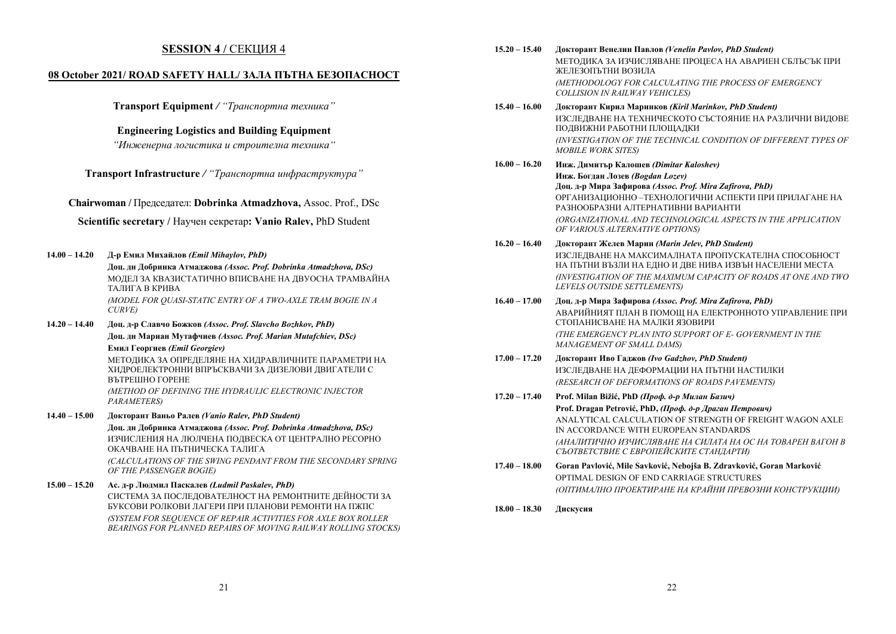## SESSION 4 / СЕКЦИЯ 4

### 08 October 2021/ ROAD SAFETY HALL/ ЗАЛА ПЪТНА БЕЗОПАСНОСТ

**Transport Equipment** */ "Транспортна техника"*

**Engineering Logistics and Building Equipment**

*"Инженерна логистика и строителна техника"*

**Transport Infrastructure** */ "Транспортна инфраструктура"*

**Chairwoman /** Председател: **Dobrinka Atmadzhova,** Assoc. Prof., DSc

**Scientific secretary /** Научен секретар**: Vanio Ralev,** PhD Student

**14.00 – 14.20** **Д-р Емил Михайлов** ***(Emil Mihaylov, PhD)***

**Доц. дн Добринка Атмаджова** ***(Assoc. Prof. Dobrinka Atmadzhova, DSc)***

МОДЕЛ ЗА КВАЗИСТАТИЧНО ВПИСВАНЕ НА ДВУОСНА ТРАМВАЙНА ТАЛИГА В КРИВА

*(MODEL FOR QUASI-STATIC ENTRY OF A TWO-AXLE TRAM BOGIE IN A CURVE)*

**14.20 – 14.40** **Доц. д-р Славчо Божков** ***(Assoc. Prof. Slavcho Bozhkov, PhD)***

**Доц. дн Мариан Мутафчиев** ***(Assoc. Prof. Marian Mutafchiev, DSc)***

**Емил Георгиев** ***(Emil Georgiev)***

МЕТОДИКА ЗА ОПРЕДЕЛЯНЕ НА ХИДРАВЛИЧНИТЕ ПАРАМЕТРИ НА ХИДРОЕЛЕКТРОННИ ВПРЪСКВАЧИ ЗА ДИЗЕЛОВИ ДВИГАТЕЛИ С ВЪТРЕШНО ГОРЕНЕ

*(METHOD OF DEFINING THE HYDRAULIC ELECTRONIC INJECTOR PARAMETERS)*

**14.40 – 15.00** **Докторант Ваньо Ралев** ***(Vanio Ralev, PhD Student)***

**Доц. дн Добринка Атмаджова** ***(Assoc. Prof. Dobrinka Atmadzhova, DSc)***

ИЗЧИСЛЕНИЯ НА ЛЮЛЧЕНА ПОДВЕСКА ОТ ЦЕНТРАЛНО РЕСОРНО ОКАЧВАНЕ НА ПЪТНИЧЕСКА ТАЛИГА

*(CALCULATIONS OF THE SWING PENDANT FROM THE SECONDARY SPRING OF THE PASSENGER BOGIE)*

**15.00 – 15.20** **Ас. д-р Людмил Паскалев** ***(Ludmil Paskalev, PhD)***

СИСТЕМА ЗА ПОСЛЕДОВАТЕЛНОСТ НА РЕМОНТНИТЕ ДЕЙНОСТИ ЗА БУКСОВИ РОЛКОВИ ЛАГЕРИ ПРИ ПЛАНОВИ РЕМОНТИ НА ПЖПС

*(SYSTEM FOR SEQUENCE OF REPAIR ACTIVITIES FOR AXLE BOX ROLLER BEARINGS FOR PLANNED REPAIRS OF MOVING RAILWAY ROLLING STOCKS)*

**15.20 – 15.40** **Докторант Венелин Павлов** ***(Venelin Pavlov, PhD Student)***

МЕТОДИКА ЗА ИЗЧИСЛЯВАНЕ ПРОЦЕСА НА АВАРИЕН СБЛЪСЪК ПРИ ЖЕЛЕЗОПЪТНИ ВОЗИЛА

*(METHODOLOGY FOR CALCULATING THE PROCESS OF EMERGENCY COLLISION IN RAILWAY VEHICLES)*

**15.40 – 16.00** **Докторант Кирил Маринков** ***(Kiril Marinkov, PhD Student)***

ИЗСЛЕДВАНЕ НА ТЕХНИЧЕСКОТО СЪСТОЯНИЕ НА РАЗЛИЧНИ ВИДОВЕ ПОДВИЖНИ РАБОТНИ ПЛОЩАДКИ

*(INVESTIGATION OF THE TECHNICAL CONDITION OF DIFFERENT TYPES OF MOBILE WORK SITES)*

**16.00 – 16.20** **Инж. Димитър Калошев** ***(Dimitar Kaloshev)***

**Инж. Богдан Лозев** ***(Bogdan Lozev)***

**Доц. д-р Мира Зафирова** ***(Assoc. Prof. Mira Zafirova, PhD)***

ОРГАНИЗАЦИОННО –ТЕХНОЛОГИЧНИ АСПЕКТИ ПРИ ПРИЛАГАНЕ НА РАЗНООБРАЗНИ АЛТЕРНАТИВНИ ВАРИАНТИ

*(ORGANIZATIONAL AND TECHNOLOGICAL ASPECTS IN THE APPLICATION OF VARIOUS ALTERNATIVE OPTIONS)*

**16.20 – 16.40** **Докторант Желев Марин** ***(Marin Jelev, PhD Student)***

ИЗСЛЕДВАНЕ НА МАКСИМАЛНАТА ПРОПУСКАТЕЛНА СПОСОБНОСТ НА ПЪТНИ ВЪЗЛИ НА ЕДНО И ДВЕ НИВА ИЗВЪН НАСЕЛЕНИ МЕСТА

*(INVESTIGATION OF THE MAXIMUM CAPACITY OF ROADS AT ONE AND TWO LEVELS OUTSIDE SETTLEMENTS)*

**16.40 – 17.00** **Доц. д-р Мира Зафирова** ***(Assoc. Prof. Mira Zafirova, PhD)***

АВАРИЙНИЯТ ПЛАН В ПОМОЩ НА ЕЛЕКТРОННОТО УПРАВЛЕНИЕ ПРИ СТОПАНИСВАНЕ НА МАЛКИ ЯЗОВИРИ

*(THE EMERGENCY PLAN INTO SUPPORT OF E- GOVERNMENT IN THE MANAGEMENT OF SMALL DAMS)*

**17.00 – 17.20** **Докторант Иво Гаджов** ***(Ivo Gadzhov, PhD Student)***

ИЗСЛЕДВАНЕ НА ДЕФОРМАЦИИ НА ПЪТНИ НАСТИЛКИ

*(RESEARCH OF DEFORMATIONS OF ROADS PAVEMENTS)*

**17.20 – 17.40** **Prof. Milan Bižić, PhD** ***(Проф. д-р Милан Базич)***

**Prof. Dragan Petrović, PhD,** ***(Проф. д-р Драган Петрович)***

ANALYTICAL CALCULATION OF STRENGTH OF FREIGHT WAGON AXLE IN ACCORDANCE WITH EUROPEAN STANDARDS

*(АНАЛИТИЧНО ИЗЧИСЛЯВАНЕ НА СИЛАТА НА ОС НА ТОВАРЕН ВАГОН В СЪОТВЕТСТВИЕ С ЕВРОПЕЙСКИТЕ СТАНДАРТИ)*

**17.40 – 18.00** **Goran Pavlović, Mile Savković, Nebojša B. Zdravković, Goran Marković**

OPTIMAL DESIGN OF END CARRIAGE STRUCTURES

*(ОПТИМАЛНО ПРОЕКТИРАНЕ НА КРАЙНИ ПРЕВОЗНИ КОНСТРУКЦИИ)*

**18.00 – 18.30** **Дискусия**